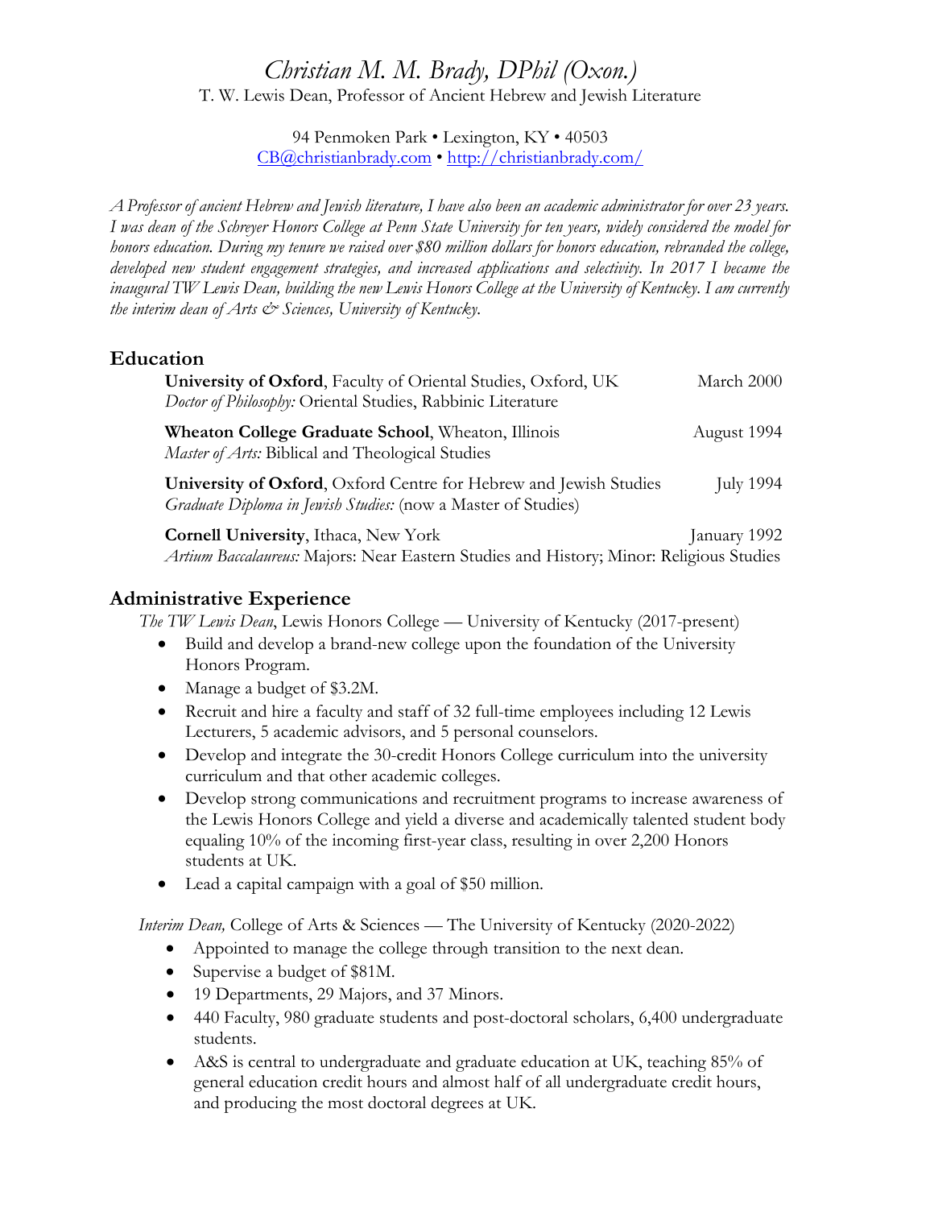# *Christian M. M. Brady, DPhil (Oxon.)*

T. W. Lewis Dean, Professor of Ancient Hebrew and Jewish Literature

94 Penmoken Park • Lexington, KY • 40503
CB@christianbrady.com • http://christianbrady.com/

*A Professor of ancient Hebrew and Jewish literature, I have also been an academic administrator for over 23 years. I was dean of the Schreyer Honors College at Penn State University for ten years, widely considered the model for honors education. During my tenure we raised over $80 million dollars for honors education, rebranded the college, developed new student engagement strategies, and increased applications and selectivity. In 2017 I became the inaugural TW Lewis Dean, building the new Lewis Honors College at the University of Kentucky. I am currently the interim dean of Arts & Sciences, University of Kentucky.*

## Education

**University of Oxford**, Faculty of Oriental Studies, Oxford, UK — March 2000
*Doctor of Philosophy:* Oriental Studies, Rabbinic Literature

**Wheaton College Graduate School**, Wheaton, Illinois — August 1994
*Master of Arts:* Biblical and Theological Studies

**University of Oxford**, Oxford Centre for Hebrew and Jewish Studies — July 1994
*Graduate Diploma in Jewish Studies:* (now a Master of Studies)

**Cornell University**, Ithaca, New York — January 1992
*Artium Baccalaureus:* Majors: Near Eastern Studies and History; Minor: Religious Studies

## Administrative Experience

*The TW Lewis Dean*, Lewis Honors College — University of Kentucky (2017-present)

- Build and develop a brand-new college upon the foundation of the University Honors Program.
- Manage a budget of $3.2M.
- Recruit and hire a faculty and staff of 32 full-time employees including 12 Lewis Lecturers, 5 academic advisors, and 5 personal counselors.
- Develop and integrate the 30-credit Honors College curriculum into the university curriculum and that other academic colleges.
- Develop strong communications and recruitment programs to increase awareness of the Lewis Honors College and yield a diverse and academically talented student body equaling 10% of the incoming first-year class, resulting in over 2,200 Honors students at UK.
- Lead a capital campaign with a goal of $50 million.

*Interim Dean,* College of Arts & Sciences — The University of Kentucky (2020-2022)

- Appointed to manage the college through transition to the next dean.
- Supervise a budget of $81M.
- 19 Departments, 29 Majors, and 37 Minors.
- 440 Faculty, 980 graduate students and post-doctoral scholars, 6,400 undergraduate students.
- A&S is central to undergraduate and graduate education at UK, teaching 85% of general education credit hours and almost half of all undergraduate credit hours, and producing the most doctoral degrees at UK.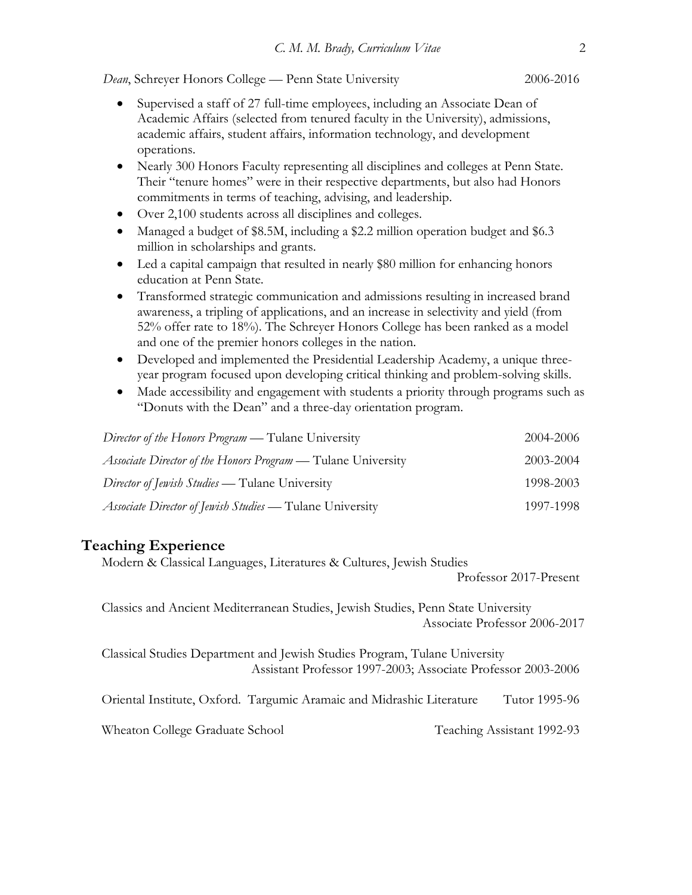*Dean*, Schreyer Honors College — Penn State University 2006-2016

- Supervised a staff of 27 full-time employees, including an Associate Dean of Academic Affairs (selected from tenured faculty in the University), admissions, academic affairs, student affairs, information technology, and development operations.
- Nearly 300 Honors Faculty representing all disciplines and colleges at Penn State. Their "tenure homes" were in their respective departments, but also had Honors commitments in terms of teaching, advising, and leadership.
- Over 2,100 students across all disciplines and colleges.
- Managed a budget of $8.5M, including a $2.2 million operation budget and $6.3 million in scholarships and grants.
- Led a capital campaign that resulted in nearly $80 million for enhancing honors education at Penn State.
- Transformed strategic communication and admissions resulting in increased brand awareness, a tripling of applications, and an increase in selectivity and yield (from 52% offer rate to 18%). The Schreyer Honors College has been ranked as a model and one of the premier honors colleges in the nation.
- Developed and implemented the Presidential Leadership Academy, a unique three-year program focused upon developing critical thinking and problem-solving skills.
- Made accessibility and engagement with students a priority through programs such as "Donuts with the Dean" and a three-day orientation program.

*Director of the Honors Program* — Tulane University 2004-2006

*Associate Director of the Honors Program* — Tulane University 2003-2004

*Director of Jewish Studies* — Tulane University 1998-2003

*Associate Director of Jewish Studies* — Tulane University 1997-1998

## Teaching Experience

Modern & Classical Languages, Literatures & Cultures, Jewish Studies
Professor 2017-Present

Classics and Ancient Mediterranean Studies, Jewish Studies, Penn State University
Associate Professor 2006-2017

Classical Studies Department and Jewish Studies Program, Tulane University
Assistant Professor 1997-2003; Associate Professor 2003-2006

Oriental Institute, Oxford. Targumic Aramaic and Midrashic Literature Tutor 1995-96

Wheaton College Graduate School Teaching Assistant 1992-93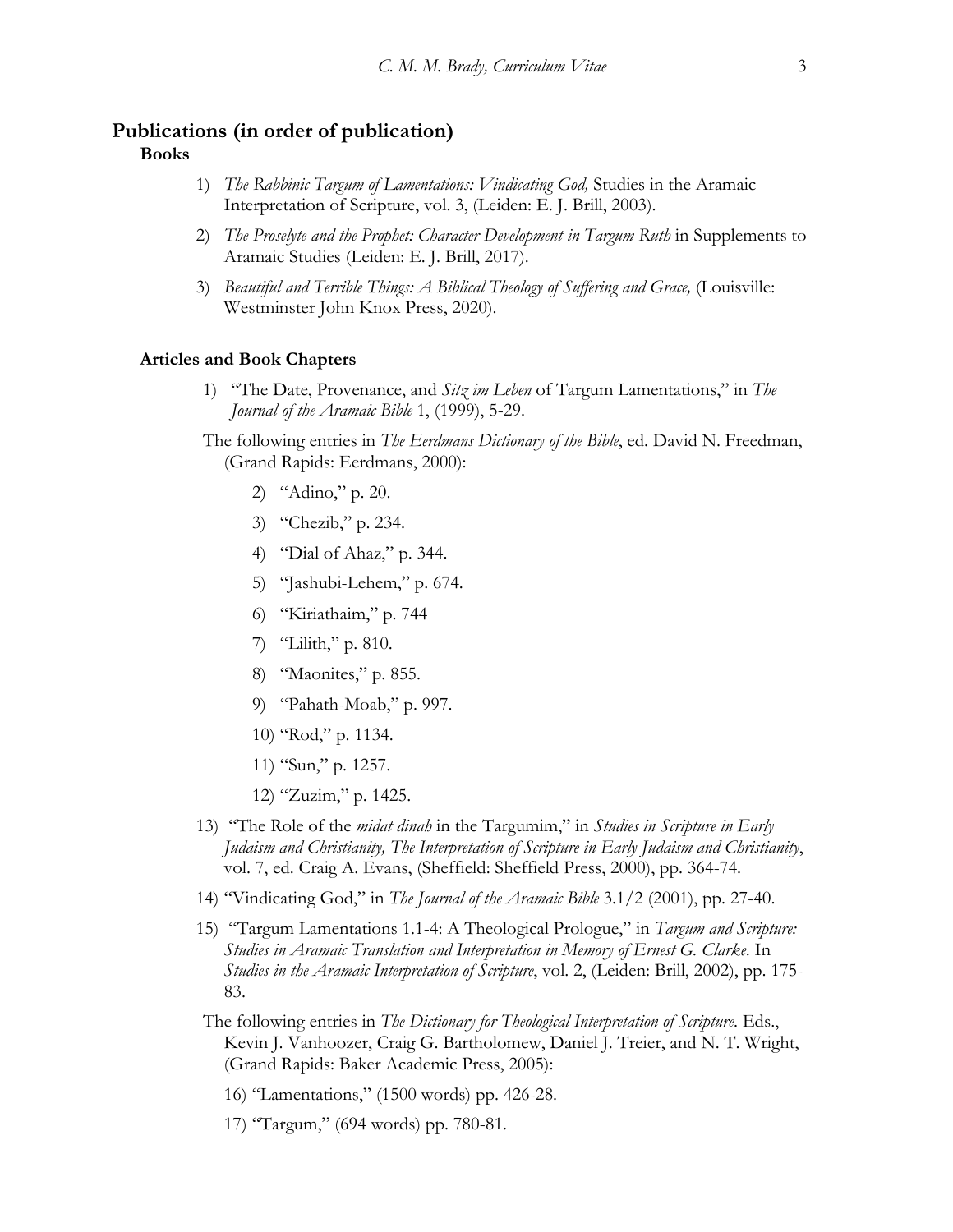## Publications (in order of publication)

### Books

1) *The Rabbinic Targum of Lamentations: Vindicating God,* Studies in the Aramaic Interpretation of Scripture, vol. 3, (Leiden: E. J. Brill, 2003).
2) *The Proselyte and the Prophet: Character Development in Targum Ruth* in Supplements to Aramaic Studies (Leiden: E. J. Brill, 2017).
3) *Beautiful and Terrible Things: A Biblical Theology of Suffering and Grace,* (Louisville: Westminster John Knox Press, 2020).

### Articles and Book Chapters

1) "The Date, Provenance, and *Sitz im Leben* of Targum Lamentations," in *The Journal of the Aramaic Bible* 1, (1999), 5-29.

The following entries in *The Eerdmans Dictionary of the Bible*, ed. David N. Freedman, (Grand Rapids: Eerdmans, 2000):

2) "Adino," p. 20.
3) "Chezib," p. 234.
4) "Dial of Ahaz," p. 344.
5) "Jashubi-Lehem," p. 674.
6) "Kiriathaim," p. 744
7) "Lilith," p. 810.
8) "Maonites," p. 855.
9) "Pahath-Moab," p. 997.
10) "Rod," p. 1134.
11) "Sun," p. 1257.
12) "Zuzim," p. 1425.

13) "The Role of the *midat dinah* in the Targumim," in *Studies in Scripture in Early Judaism and Christianity, The Interpretation of Scripture in Early Judaism and Christianity*, vol. 7, ed. Craig A. Evans, (Sheffield: Sheffield Press, 2000), pp. 364-74.
14) "Vindicating God," in *The Journal of the Aramaic Bible* 3.1/2 (2001), pp. 27-40.
15) "Targum Lamentations 1.1-4: A Theological Prologue," in *Targum and Scripture: Studies in Aramaic Translation and Interpretation in Memory of Ernest G. Clarke.* In *Studies in the Aramaic Interpretation of Scripture*, vol. 2, (Leiden: Brill, 2002), pp. 175-83.

The following entries in *The Dictionary for Theological Interpretation of Scripture.* Eds., Kevin J. Vanhoozer, Craig G. Bartholomew, Daniel J. Treier, and N. T. Wright, (Grand Rapids: Baker Academic Press, 2005):

16) "Lamentations," (1500 words) pp. 426-28.
17) "Targum," (694 words) pp. 780-81.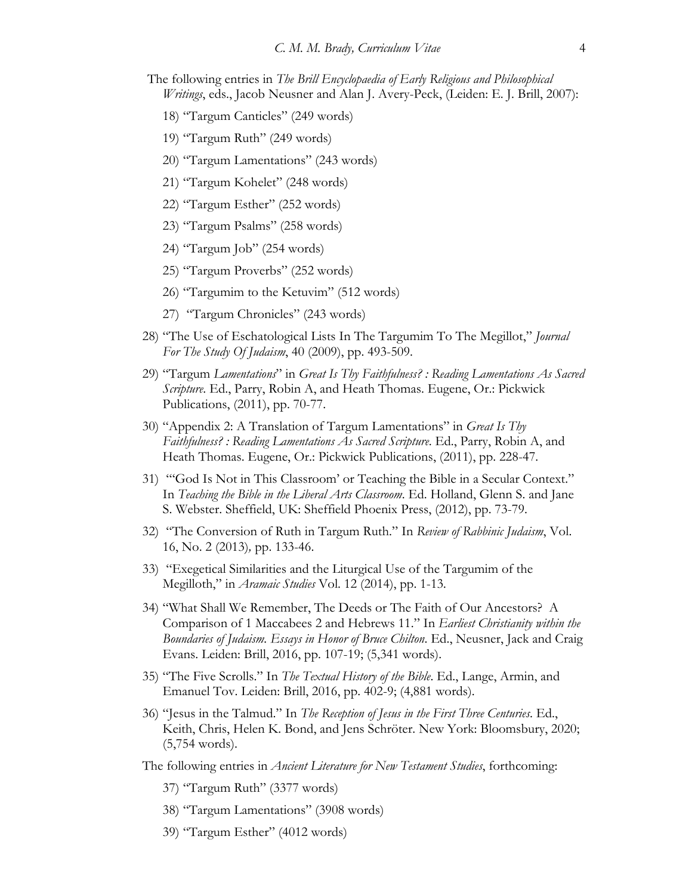The following entries in *The Brill Encyclopaedia of Early Religious and Philosophical Writings*, eds., Jacob Neusner and Alan J. Avery-Peck, (Leiden: E. J. Brill, 2007):

18) "Targum Canticles" (249 words)

19) "Targum Ruth" (249 words)

20) "Targum Lamentations" (243 words)

21) "Targum Kohelet" (248 words)

22) "Targum Esther" (252 words)

23) "Targum Psalms" (258 words)

24) "Targum Job" (254 words)

25) "Targum Proverbs" (252 words)

26) "Targumim to the Ketuvim" (512 words)

27) "Targum Chronicles" (243 words)

28) "The Use of Eschatological Lists In The Targumim To The Megillot," *Journal For The Study Of Judaism*, 40 (2009), pp. 493-509.

29) "Targum *Lamentations*" in *Great Is Thy Faithfulness? : Reading Lamentations As Sacred Scripture*. Ed., Parry, Robin A, and Heath Thomas. Eugene, Or.: Pickwick Publications, (2011), pp. 70-77.

30) "Appendix 2: A Translation of Targum Lamentations" in *Great Is Thy Faithfulness? : Reading Lamentations As Sacred Scripture*. Ed., Parry, Robin A, and Heath Thomas. Eugene, Or.: Pickwick Publications, (2011), pp. 228-47.

31) "'God Is Not in This Classroom' or Teaching the Bible in a Secular Context." In *Teaching the Bible in the Liberal Arts Classroom*. Ed. Holland, Glenn S. and Jane S. Webster. Sheffield, UK: Sheffield Phoenix Press, (2012), pp. 73-79.

32) "The Conversion of Ruth in Targum Ruth." In *Review of Rabbinic Judaism*, Vol. 16, No. 2 (2013), pp. 133-46.

33) "Exegetical Similarities and the Liturgical Use of the Targumim of the Megilloth," in *Aramaic Studies* Vol. 12 (2014), pp. 1-13.

34) "What Shall We Remember, The Deeds or The Faith of Our Ancestors? A Comparison of 1 Maccabees 2 and Hebrews 11." In *Earliest Christianity within the Boundaries of Judaism. Essays in Honor of Bruce Chilton*. Ed., Neusner, Jack and Craig Evans. Leiden: Brill, 2016, pp. 107-19; (5,341 words).

35) "The Five Scrolls." In *The Textual History of the Bible*. Ed., Lange, Armin, and Emanuel Tov. Leiden: Brill, 2016, pp. 402-9; (4,881 words).

36) "Jesus in the Talmud." In *The Reception of Jesus in the First Three Centuries*. Ed., Keith, Chris, Helen K. Bond, and Jens Schröter. New York: Bloomsbury, 2020; (5,754 words).

The following entries in *Ancient Literature for New Testament Studies*, forthcoming:

37) "Targum Ruth" (3377 words)

38) "Targum Lamentations" (3908 words)

39) "Targum Esther" (4012 words)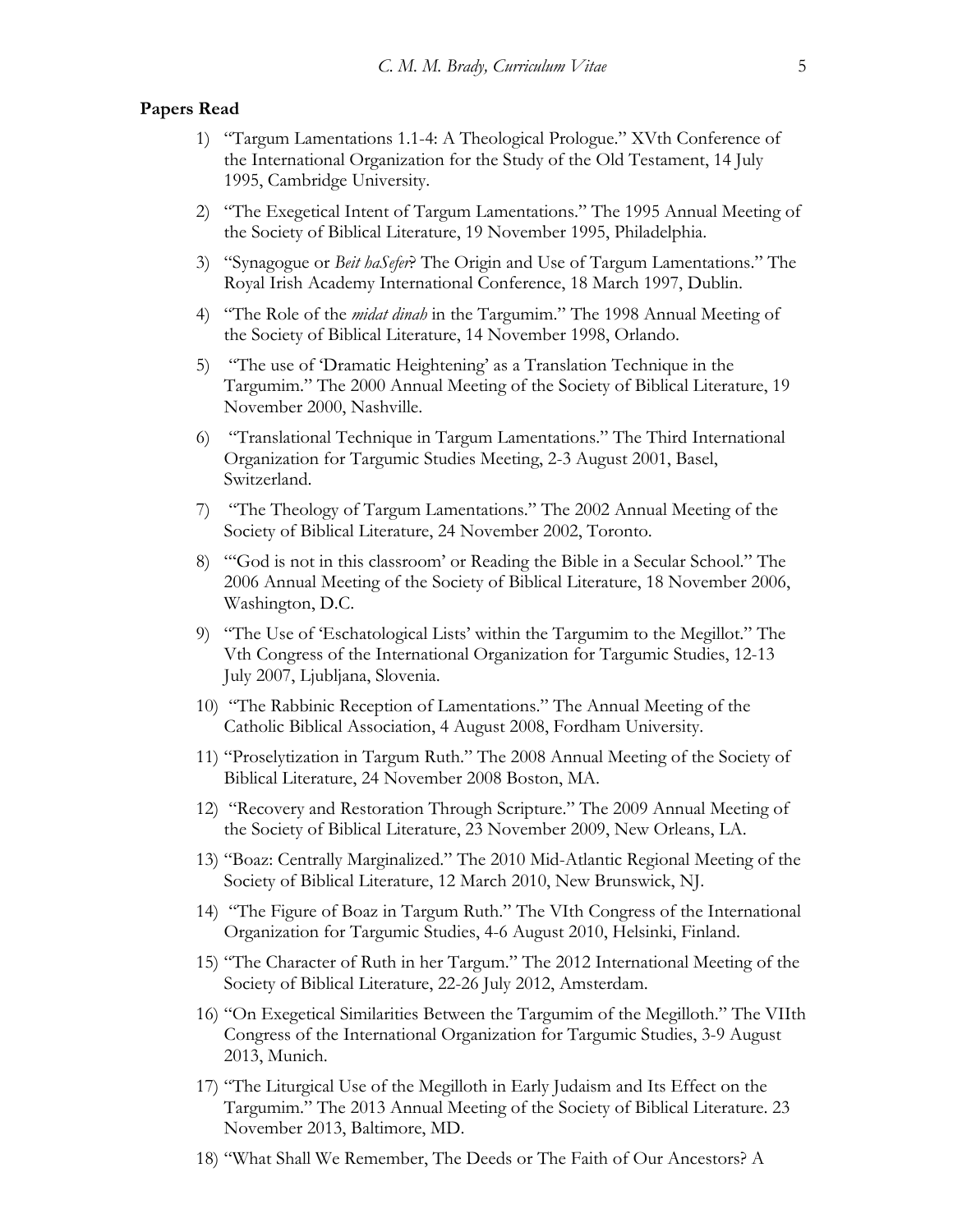**Papers Read**

1) "Targum Lamentations 1.1-4: A Theological Prologue." XVth Conference of the International Organization for the Study of the Old Testament, 14 July 1995, Cambridge University.

2) "The Exegetical Intent of Targum Lamentations." The 1995 Annual Meeting of the Society of Biblical Literature, 19 November 1995, Philadelphia.

3) "Synagogue or *Beit haSefer*? The Origin and Use of Targum Lamentations." The Royal Irish Academy International Conference, 18 March 1997, Dublin.

4) "The Role of the *midat dinah* in the Targumim." The 1998 Annual Meeting of the Society of Biblical Literature, 14 November 1998, Orlando.

5) "The use of 'Dramatic Heightening' as a Translation Technique in the Targumim." The 2000 Annual Meeting of the Society of Biblical Literature, 19 November 2000, Nashville.

6) "Translational Technique in Targum Lamentations." The Third International Organization for Targumic Studies Meeting, 2-3 August 2001, Basel, Switzerland.

7) "The Theology of Targum Lamentations." The 2002 Annual Meeting of the Society of Biblical Literature, 24 November 2002, Toronto.

8) "'God is not in this classroom' or Reading the Bible in a Secular School." The 2006 Annual Meeting of the Society of Biblical Literature, 18 November 2006, Washington, D.C.

9) "The Use of 'Eschatological Lists' within the Targumim to the Megillot." The Vth Congress of the International Organization for Targumic Studies, 12-13 July 2007, Ljubljana, Slovenia.

10) "The Rabbinic Reception of Lamentations." The Annual Meeting of the Catholic Biblical Association, 4 August 2008, Fordham University.

11) "Proselytization in Targum Ruth." The 2008 Annual Meeting of the Society of Biblical Literature, 24 November 2008 Boston, MA.

12) "Recovery and Restoration Through Scripture." The 2009 Annual Meeting of the Society of Biblical Literature, 23 November 2009, New Orleans, LA.

13) "Boaz: Centrally Marginalized." The 2010 Mid-Atlantic Regional Meeting of the Society of Biblical Literature, 12 March 2010, New Brunswick, NJ.

14) "The Figure of Boaz in Targum Ruth." The VIth Congress of the International Organization for Targumic Studies, 4-6 August 2010, Helsinki, Finland.

15) "The Character of Ruth in her Targum." The 2012 International Meeting of the Society of Biblical Literature, 22-26 July 2012, Amsterdam.

16) "On Exegetical Similarities Between the Targumim of the Megilloth." The VIIth Congress of the International Organization for Targumic Studies, 3-9 August 2013, Munich.

17) "The Liturgical Use of the Megilloth in Early Judaism and Its Effect on the Targumim." The 2013 Annual Meeting of the Society of Biblical Literature. 23 November 2013, Baltimore, MD.

18) "What Shall We Remember, The Deeds or The Faith of Our Ancestors? A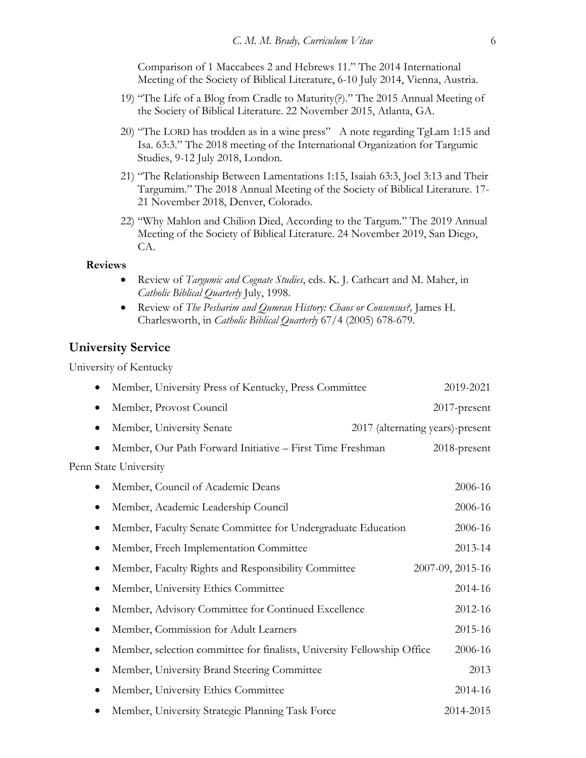Comparison of 1 Maccabees 2 and Hebrews 11." The 2014 International Meeting of the Society of Biblical Literature, 6-10 July 2014, Vienna, Austria.

19) "The Life of a Blog from Cradle to Maturity(?)." The 2015 Annual Meeting of the Society of Biblical Literature. 22 November 2015, Atlanta, GA.

20) "The LORD has trodden as in a wine press" A note regarding TgLam 1:15 and Isa. 63:3." The 2018 meeting of the International Organization for Targumic Studies, 9-12 July 2018, London.

21) "The Relationship Between Lamentations 1:15, Isaiah 63:3, Joel 3:13 and Their Targumim." The 2018 Annual Meeting of the Society of Biblical Literature. 17-21 November 2018, Denver, Colorado.

22) "Why Mahlon and Chilion Died, According to the Targum." The 2019 Annual Meeting of the Society of Biblical Literature. 24 November 2019, San Diego, CA.

**Reviews**

- Review of *Targumic and Cognate Studies*, eds. K. J. Cathcart and M. Maher, in *Catholic Biblical Quarterly* July, 1998.
- Review of *The Pesharim and Qumran History: Chaos or Consensus?,* James H. Charlesworth, in *Catholic Biblical Quarterly* 67/4 (2005) 678-679.

## University Service

University of Kentucky

- Member, University Press of Kentucky, Press Committee — 2019-2021
- Member, Provost Council — 2017-present
- Member, University Senate — 2017 (alternating years)-present
- Member, Our Path Forward Initiative – First Time Freshman — 2018-present

Penn State University

- Member, Council of Academic Deans — 2006-16
- Member, Academic Leadership Council — 2006-16
- Member, Faculty Senate Committee for Undergraduate Education — 2006-16
- Member, Freeh Implementation Committee — 2013-14
- Member, Faculty Rights and Responsibility Committee — 2007-09, 2015-16
- Member, University Ethics Committee — 2014-16
- Member, Advisory Committee for Continued Excellence — 2012-16
- Member, Commission for Adult Learners — 2015-16
- Member, selection committee for finalists, University Fellowship Office — 2006-16
- Member, University Brand Steering Committee — 2013
- Member, University Ethics Committee — 2014-16
- Member, University Strategic Planning Task Force — 2014-2015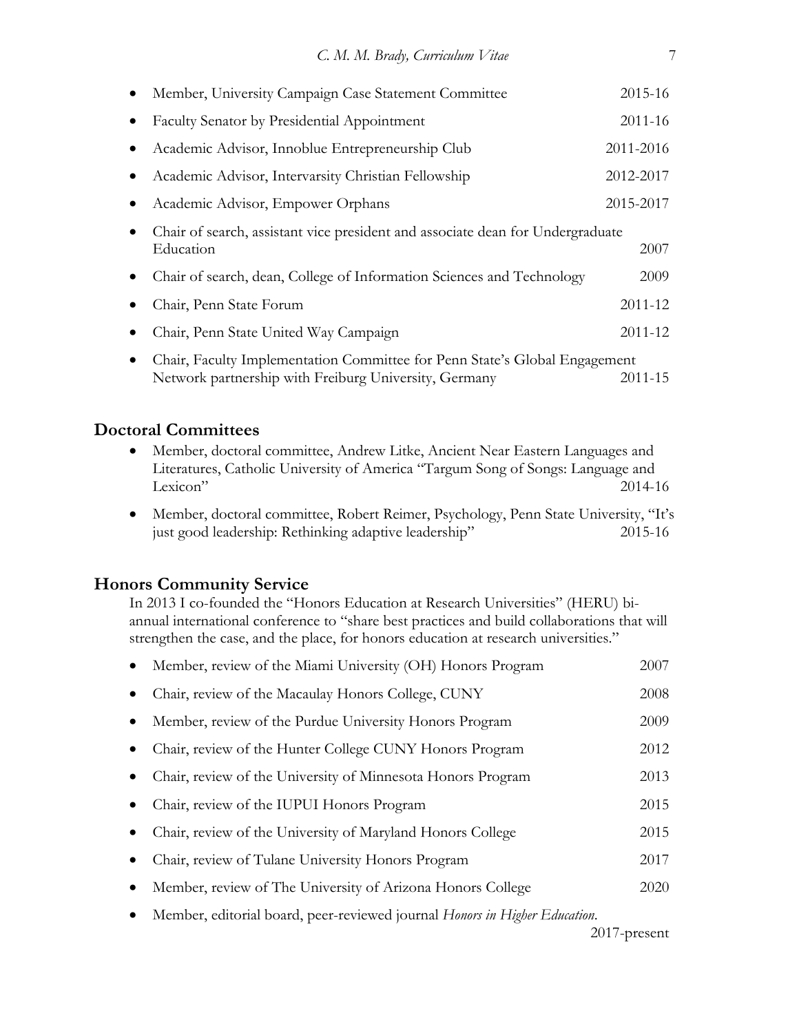- Member, University Campaign Case Statement Committee 2015-16
- Faculty Senator by Presidential Appointment 2011-16
- Academic Advisor, Innoblue Entrepreneurship Club 2011-2016
- Academic Advisor, Intervarsity Christian Fellowship 2012-2017
- Academic Advisor, Empower Orphans 2015-2017
- Chair of search, assistant vice president and associate dean for Undergraduate Education 2007
- Chair of search, dean, College of Information Sciences and Technology 2009
- Chair, Penn State Forum 2011-12
- Chair, Penn State United Way Campaign 2011-12
- Chair, Faculty Implementation Committee for Penn State's Global Engagement Network partnership with Freiburg University, Germany 2011-15

## Doctoral Committees

- Member, doctoral committee, Andrew Litke, Ancient Near Eastern Languages and Literatures, Catholic University of America "Targum Song of Songs: Language and Lexicon" 2014-16
- Member, doctoral committee, Robert Reimer, Psychology, Penn State University, "It's just good leadership: Rethinking adaptive leadership" 2015-16

## Honors Community Service

In 2013 I co-founded the "Honors Education at Research Universities" (HERU) bi-annual international conference to "share best practices and build collaborations that will strengthen the case, and the place, for honors education at research universities."

- Member, review of the Miami University (OH) Honors Program 2007
- Chair, review of the Macaulay Honors College, CUNY 2008
- Member, review of the Purdue University Honors Program 2009
- Chair, review of the Hunter College CUNY Honors Program 2012
- Chair, review of the University of Minnesota Honors Program 2013
- Chair, review of the IUPUI Honors Program 2015
- Chair, review of the University of Maryland Honors College 2015
- Chair, review of Tulane University Honors Program 2017
- Member, review of The University of Arizona Honors College 2020
- Member, editorial board, peer-reviewed journal *Honors in Higher Education*. 2017-present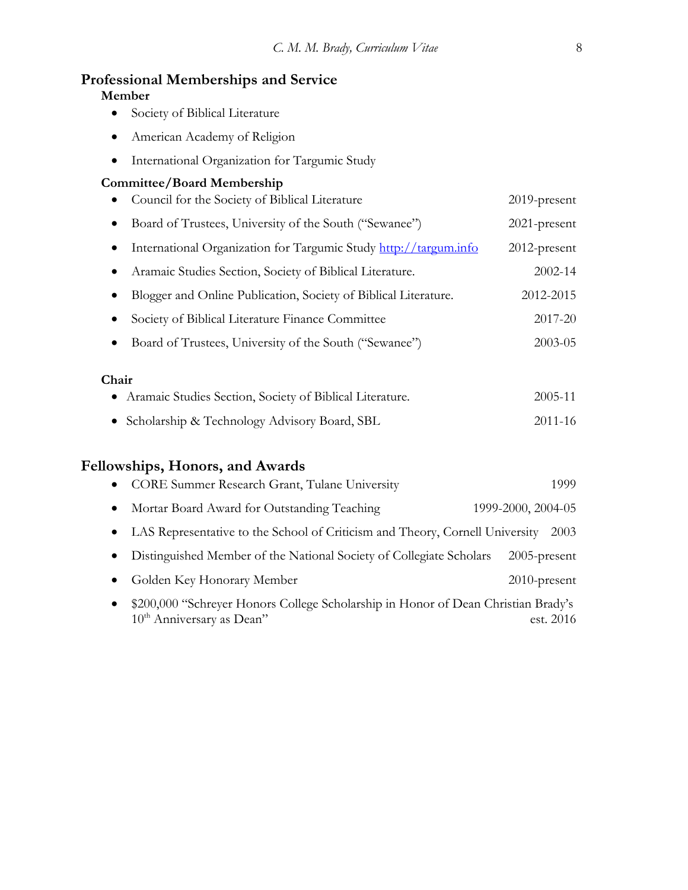## Professional Memberships and Service

### Member

- Society of Biblical Literature
- American Academy of Religion
- International Organization for Targumic Study

### Committee/Board Membership

- Council for the Society of Biblical Literature 2019-present
- Board of Trustees, University of the South ("Sewanee") 2021-present
- International Organization for Targumic Study http://targum.info 2012-present
- Aramaic Studies Section, Society of Biblical Literature. 2002-14
- Blogger and Online Publication, Society of Biblical Literature. 2012-2015
- Society of Biblical Literature Finance Committee 2017-20
- Board of Trustees, University of the South ("Sewanee") 2003-05

### Chair

- Aramaic Studies Section, Society of Biblical Literature. 2005-11
- Scholarship & Technology Advisory Board, SBL 2011-16

## Fellowships, Honors, and Awards

- CORE Summer Research Grant, Tulane University 1999
- Mortar Board Award for Outstanding Teaching 1999-2000, 2004-05
- LAS Representative to the School of Criticism and Theory, Cornell University 2003
- Distinguished Member of the National Society of Collegiate Scholars 2005-present
- Golden Key Honorary Member 2010-present
- $200,000 "Schreyer Honors College Scholarship in Honor of Dean Christian Brady's 10th Anniversary as Dean" est. 2016